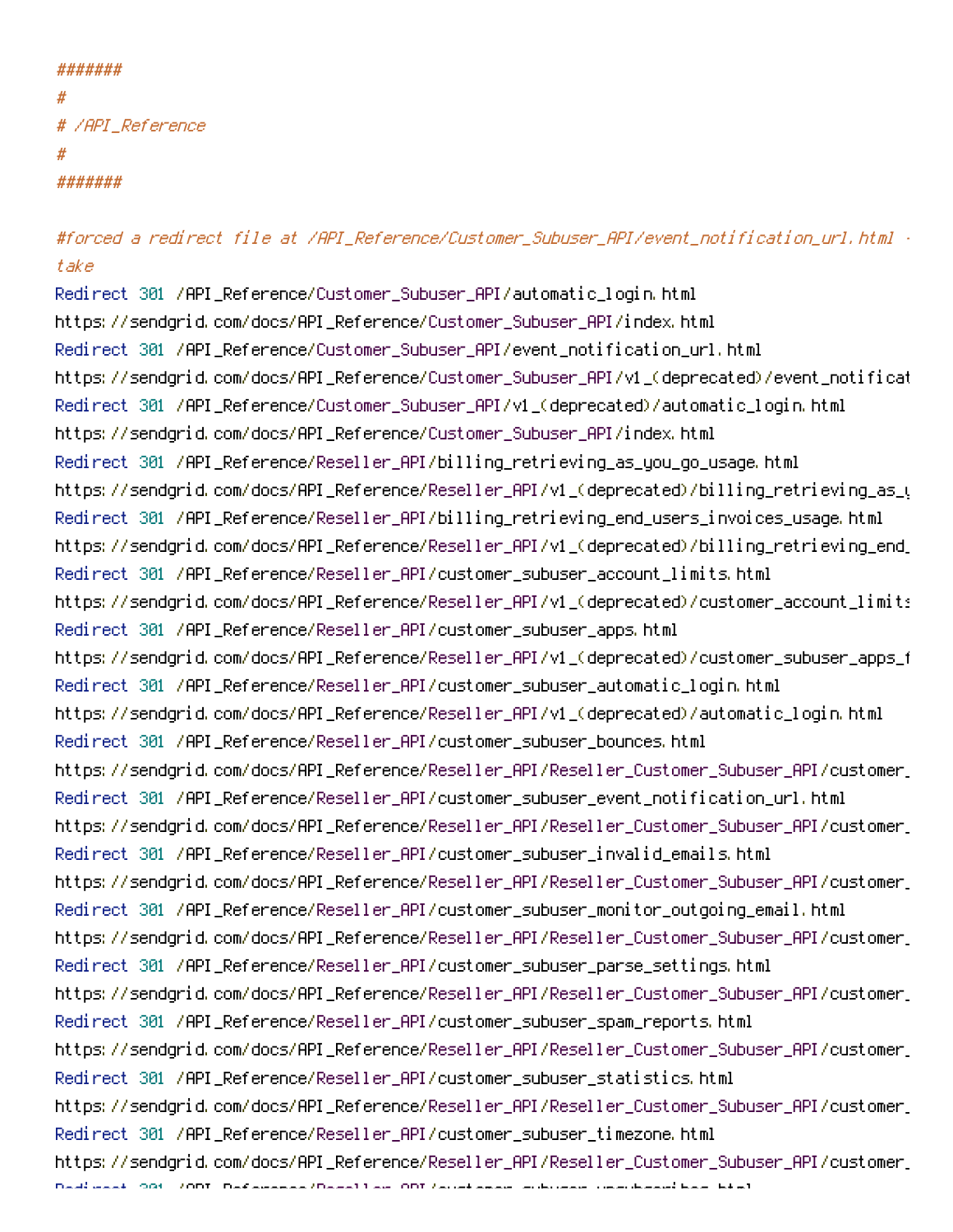```
#######
#
# /API_Reference
#
#######

#forced a redirect file at /API_Reference/Customer_Subuser_API/event_notification_url.html -
take
Redirect 301 /API_Reference/Customer_Subuser_API/automatic_login.html
https://sendgrid.com/docs/API_Reference/Customer_Subuser_API/index.html
Redirect 301 /API_Reference/Customer_Subuser_API/event_notification_url.html
https://sendgrid.com/docs/API_Reference/Customer_Subuser_API/v1_(deprecated)/event_notificat
Redirect 301 /API_Reference/Customer_Subuser_API/v1_(deprecated)/automatic_login.html
https://sendgrid.com/docs/API_Reference/Customer_Subuser_API/index.html
Redirect 301 /API_Reference/Reseller_API/billing_retrieving_as_you_go_usage.html
https://sendgrid.com/docs/API_Reference/Reseller_API/v1_(deprecated)/billing_retrieving_as_y
Redirect 301 /API_Reference/Reseller_API/billing_retrieving_end_users_invoices_usage.html
https://sendgrid.com/docs/API_Reference/Reseller_API/v1_(deprecated)/billing_retrieving_end_
Redirect 301 /API_Reference/Reseller_API/customer_subuser_account_limits.html
https://sendgrid.com/docs/API_Reference/Reseller_API/v1_(deprecated)/customer_account_limits
Redirect 301 /API_Reference/Reseller_API/customer_subuser_apps.html
https://sendgrid.com/docs/API_Reference/Reseller_API/v1_(deprecated)/customer_subuser_apps_f
Redirect 301 /API_Reference/Reseller_API/customer_subuser_automatic_login.html
https://sendgrid.com/docs/API_Reference/Reseller_API/v1_(deprecated)/automatic_login.html
Redirect 301 /API_Reference/Reseller_API/customer_subuser_bounces.html
https://sendgrid.com/docs/API_Reference/Reseller_API/Reseller_Customer_Subuser_API/customer_
Redirect 301 /API_Reference/Reseller_API/customer_subuser_event_notification_url.html
https://sendgrid.com/docs/API_Reference/Reseller_API/Reseller_Customer_Subuser_API/customer_
Redirect 301 /API_Reference/Reseller_API/customer_subuser_invalid_emails.html
https://sendgrid.com/docs/API_Reference/Reseller_API/Reseller_Customer_Subuser_API/customer_
Redirect 301 /API_Reference/Reseller_API/customer_subuser_monitor_outgoing_email.html
https://sendgrid.com/docs/API_Reference/Reseller_API/Reseller_Customer_Subuser_API/customer_
Redirect 301 /API_Reference/Reseller_API/customer_subuser_parse_settings.html
https://sendgrid.com/docs/API_Reference/Reseller_API/Reseller_Customer_Subuser_API/customer_
Redirect 301 /API_Reference/Reseller_API/customer_subuser_spam_reports.html
https://sendgrid.com/docs/API_Reference/Reseller_API/Reseller_Customer_Subuser_API/customer_
Redirect 301 /API_Reference/Reseller_API/customer_subuser_statistics.html
https://sendgrid.com/docs/API_Reference/Reseller_API/Reseller_Customer_Subuser_API/customer_
Redirect 301 /API_Reference/Reseller_API/customer_subuser_timezone.html
https://sendgrid.com/docs/API_Reference/Reseller_API/Reseller_Customer_Subuser_API/customer_
```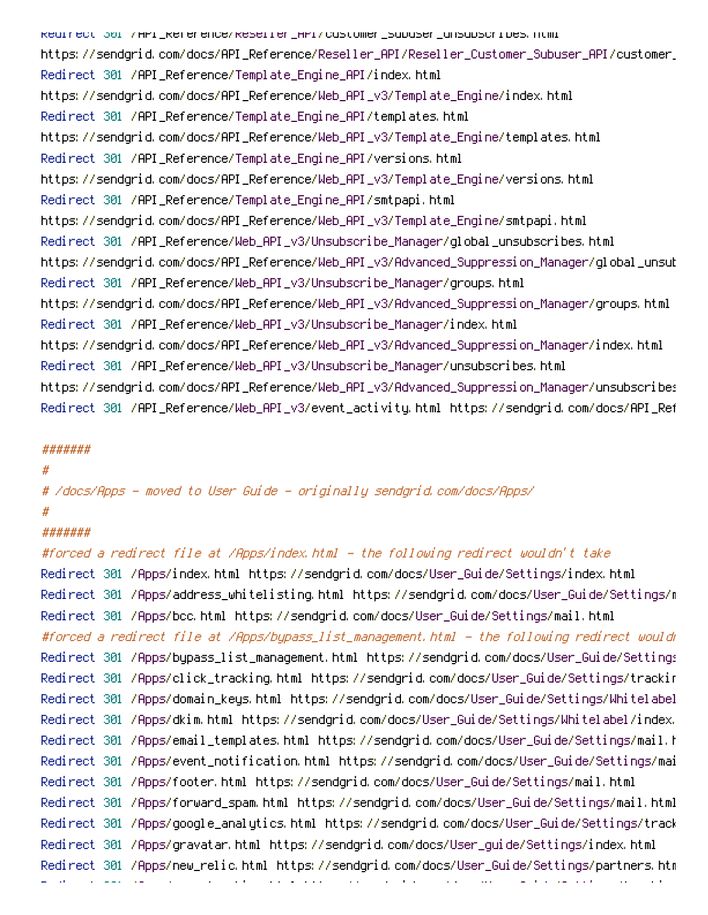```
Redirect 301 /API_Reference/Reseller_API/customer_subuser_unsubscribes.html
https://sendgrid.com/docs/API_Reference/Reseller_API/Reseller_Customer_Subuser_API/customer_
Redirect 301 /API_Reference/Template_Engine_API/index.html
https://sendgrid.com/docs/API_Reference/Web_API_v3/Template_Engine/index.html
Redirect 301 /API_Reference/Template_Engine_API/templates.html
https://sendgrid.com/docs/API_Reference/Web_API_v3/Template_Engine/templates.html
Redirect 301 /API_Reference/Template_Engine_API/versions.html
https://sendgrid.com/docs/API_Reference/Web_API_v3/Template_Engine/versions.html
Redirect 301 /API_Reference/Template_Engine_API/smtpapi.html
https://sendgrid.com/docs/API_Reference/Web_API_v3/Template_Engine/smtpapi.html
Redirect 301 /API_Reference/Web_API_v3/Unsubscribe_Manager/global_unsubscribes.html
https://sendgrid.com/docs/API_Reference/Web_API_v3/Advanced_Suppression_Manager/global_unsub
Redirect 301 /API_Reference/Web_API_v3/Unsubscribe_Manager/groups.html
https://sendgrid.com/docs/API_Reference/Web_API_v3/Advanced_Suppression_Manager/groups.html
Redirect 301 /API_Reference/Web_API_v3/Unsubscribe_Manager/index.html
https://sendgrid.com/docs/API_Reference/Web_API_v3/Advanced_Suppression_Manager/index.html
Redirect 301 /API_Reference/Web_API_v3/Unsubscribe_Manager/unsubscribes.html
https://sendgrid.com/docs/API_Reference/Web_API_v3/Advanced_Suppression_Manager/unsubscribes
Redirect 301 /API_Reference/Web_API_v3/event_activity.html https://sendgrid.com/docs/API_Ref

#######
#
# /docs/Apps - moved to User Guide - originally sendgrid.com/docs/Apps/
#
#######
#forced a redirect file at /Apps/index.html - the following redirect wouldn't take
Redirect 301 /Apps/index.html https://sendgrid.com/docs/User_Guide/Settings/index.html
Redirect 301 /Apps/address_whitelisting.html https://sendgrid.com/docs/User_Guide/Settings/m
Redirect 301 /Apps/bcc.html https://sendgrid.com/docs/User_Guide/Settings/mail.html
#forced a redirect file at /Apps/bypass_list_management.html - the following redirect wouldn
Redirect 301 /Apps/bypass_list_management.html https://sendgrid.com/docs/User_Guide/Settings
Redirect 301 /Apps/click_tracking.html https://sendgrid.com/docs/User_Guide/Settings/trackin
Redirect 301 /Apps/domain_keys.html https://sendgrid.com/docs/User_Guide/Settings/Whitelabel
Redirect 301 /Apps/dkim.html https://sendgrid.com/docs/User_Guide/Settings/Whitelabel/index.
Redirect 301 /Apps/email_templates.html https://sendgrid.com/docs/User_Guide/Settings/mail.h
Redirect 301 /Apps/event_notification.html https://sendgrid.com/docs/User_Guide/Settings/mai
Redirect 301 /Apps/footer.html https://sendgrid.com/docs/User_Guide/Settings/mail.html
Redirect 301 /Apps/forward_spam.html https://sendgrid.com/docs/User_Guide/Settings/mail.html
Redirect 301 /Apps/google_analytics.html https://sendgrid.com/docs/User_Guide/Settings/track
Redirect 301 /Apps/gravatar.html https://sendgrid.com/docs/User_guide/Settings/index.html
Redirect 301 /Apps/new_relic.html https://sendgrid.com/docs/User_Guide/Settings/partners.htm
```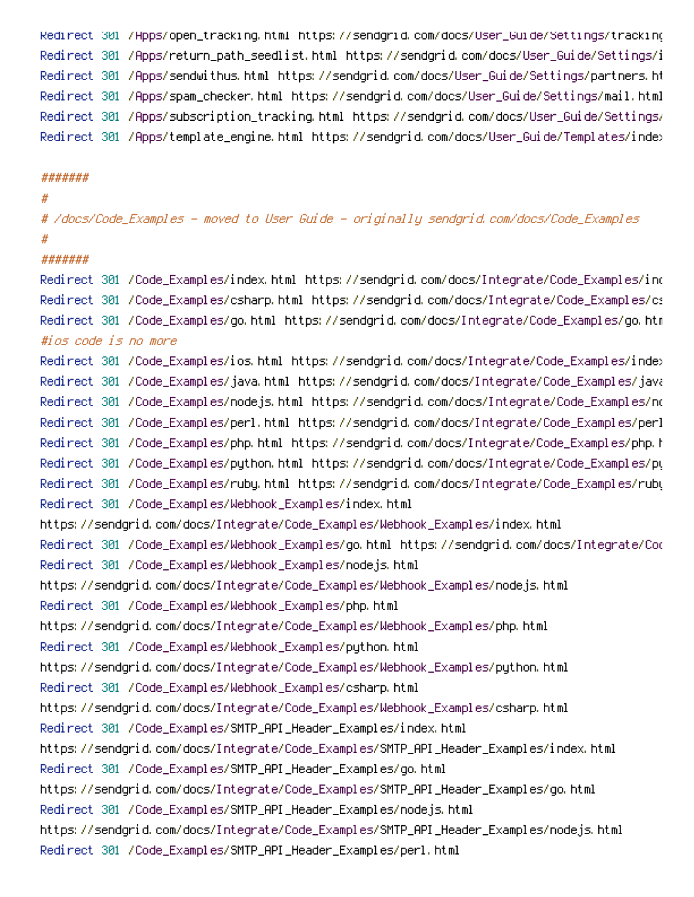```
Redirect 301 /Apps/open_tracking.html https://sendgrid.com/docs/User_Guide/Settings/tracking
Redirect 301 /Apps/return_path_seedlist.html https://sendgrid.com/docs/User_Guide/Settings/i
Redirect 301 /Apps/sendwithus.html https://sendgrid.com/docs/User_Guide/Settings/partners.ht
Redirect 301 /Apps/spam_checker.html https://sendgrid.com/docs/User_Guide/Settings/mail.html
Redirect 301 /Apps/subscription_tracking.html https://sendgrid.com/docs/User_Guide/Settings/
Redirect 301 /Apps/template_engine.html https://sendgrid.com/docs/User_Guide/Templates/index

#######
#
# /docs/Code_Examples - moved to User Guide - originally sendgrid.com/docs/Code_Examples
#
#######
Redirect 301 /Code_Examples/index.html https://sendgrid.com/docs/Integrate/Code_Examples/inc
Redirect 301 /Code_Examples/csharp.html https://sendgrid.com/docs/Integrate/Code_Examples/cs
Redirect 301 /Code_Examples/go.html https://sendgrid.com/docs/Integrate/Code_Examples/go.htm
#ios code is no more
Redirect 301 /Code_Examples/ios.html https://sendgrid.com/docs/Integrate/Code_Examples/index
Redirect 301 /Code_Examples/java.html https://sendgrid.com/docs/Integrate/Code_Examples/java
Redirect 301 /Code_Examples/nodejs.html https://sendgrid.com/docs/Integrate/Code_Examples/nc
Redirect 301 /Code_Examples/perl.html https://sendgrid.com/docs/Integrate/Code_Examples/perl
Redirect 301 /Code_Examples/php.html https://sendgrid.com/docs/Integrate/Code_Examples/php.h
Redirect 301 /Code_Examples/python.html https://sendgrid.com/docs/Integrate/Code_Examples/py
Redirect 301 /Code_Examples/ruby.html https://sendgrid.com/docs/Integrate/Code_Examples/ruby
Redirect 301 /Code_Examples/Webhook_Examples/index.html
https://sendgrid.com/docs/Integrate/Code_Examples/Webhook_Examples/index.html
Redirect 301 /Code_Examples/Webhook_Examples/go.html https://sendgrid.com/docs/Integrate/Coc
Redirect 301 /Code_Examples/Webhook_Examples/nodejs.html
https://sendgrid.com/docs/Integrate/Code_Examples/Webhook_Examples/nodejs.html
Redirect 301 /Code_Examples/Webhook_Examples/php.html
https://sendgrid.com/docs/Integrate/Code_Examples/Webhook_Examples/php.html
Redirect 301 /Code_Examples/Webhook_Examples/python.html
https://sendgrid.com/docs/Integrate/Code_Examples/Webhook_Examples/python.html
Redirect 301 /Code_Examples/Webhook_Examples/csharp.html
https://sendgrid.com/docs/Integrate/Code_Examples/Webhook_Examples/csharp.html
Redirect 301 /Code_Examples/SMTP_API_Header_Examples/index.html
https://sendgrid.com/docs/Integrate/Code_Examples/SMTP_API_Header_Examples/index.html
Redirect 301 /Code_Examples/SMTP_API_Header_Examples/go.html
https://sendgrid.com/docs/Integrate/Code_Examples/SMTP_API_Header_Examples/go.html
Redirect 301 /Code_Examples/SMTP_API_Header_Examples/nodejs.html
https://sendgrid.com/docs/Integrate/Code_Examples/SMTP_API_Header_Examples/nodejs.html
Redirect 301 /Code_Examples/SMTP_API_Header_Examples/perl.html
```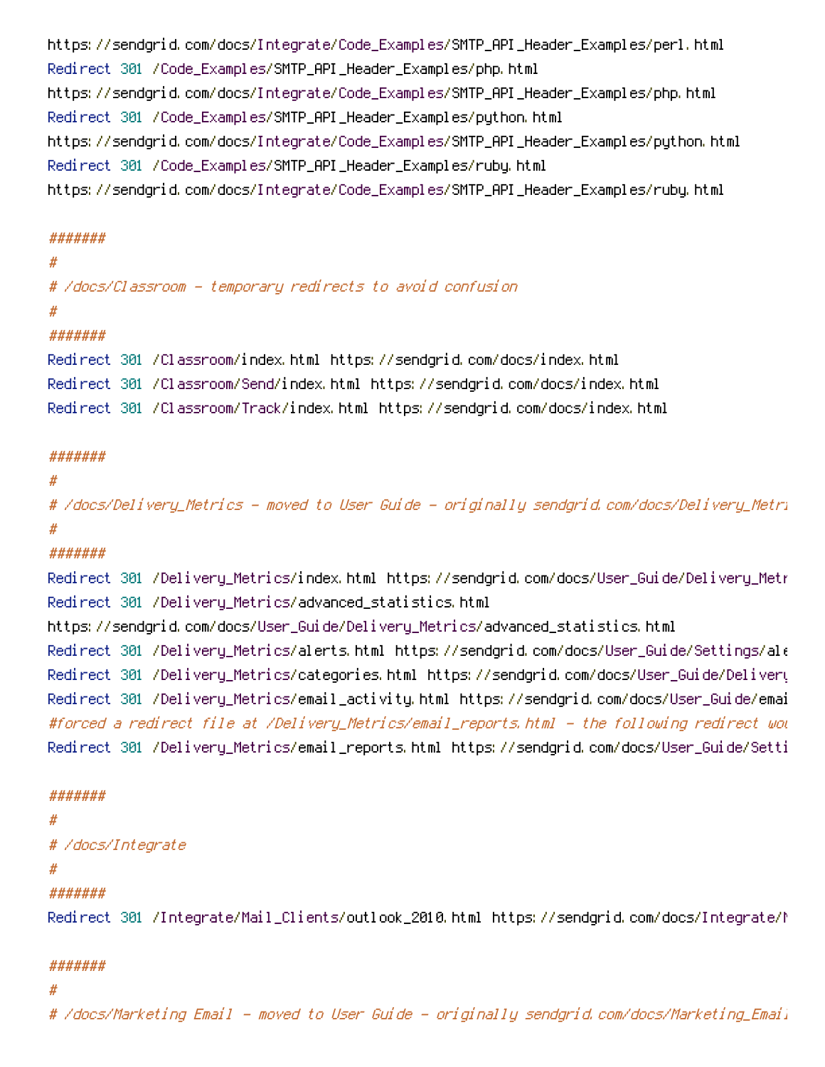```
https://sendgrid.com/docs/Integrate/Code_Examples/SMTP_API_Header_Examples/perl.html
Redirect 301 /Code_Examples/SMTP_API_Header_Examples/php.html
https://sendgrid.com/docs/Integrate/Code_Examples/SMTP_API_Header_Examples/php.html
Redirect 301 /Code_Examples/SMTP_API_Header_Examples/python.html
https://sendgrid.com/docs/Integrate/Code_Examples/SMTP_API_Header_Examples/python.html
Redirect 301 /Code_Examples/SMTP_API_Header_Examples/ruby.html
https://sendgrid.com/docs/Integrate/Code_Examples/SMTP_API_Header_Examples/ruby.html

#######
#
# /docs/Classroom - temporary redirects to avoid confusion
#
#######
Redirect 301 /Classroom/index.html https://sendgrid.com/docs/index.html
Redirect 301 /Classroom/Send/index.html https://sendgrid.com/docs/index.html
Redirect 301 /Classroom/Track/index.html https://sendgrid.com/docs/index.html

#######
#
# /docs/Delivery_Metrics - moved to User Guide - originally sendgrid.com/docs/Delivery_Metri
#
#######
Redirect 301 /Delivery_Metrics/index.html https://sendgrid.com/docs/User_Guide/Delivery_Metr
Redirect 301 /Delivery_Metrics/advanced_statistics.html
https://sendgrid.com/docs/User_Guide/Delivery_Metrics/advanced_statistics.html
Redirect 301 /Delivery_Metrics/alerts.html https://sendgrid.com/docs/User_Guide/Settings/ale
Redirect 301 /Delivery_Metrics/categories.html https://sendgrid.com/docs/User_Guide/Delivery
Redirect 301 /Delivery_Metrics/email_activity.html https://sendgrid.com/docs/User_Guide/emai
#forced a redirect file at /Delivery_Metrics/email_reports.html - the following redirect wou
Redirect 301 /Delivery_Metrics/email_reports.html https://sendgrid.com/docs/User_Guide/Setti

#######
#
# /docs/Integrate
#
#######
Redirect 301 /Integrate/Mail_Clients/outlook_2010.html https://sendgrid.com/docs/Integrate/M

#######
#
# /docs/Marketing Email - moved to User Guide - originally sendgrid.com/docs/Marketing_Email
```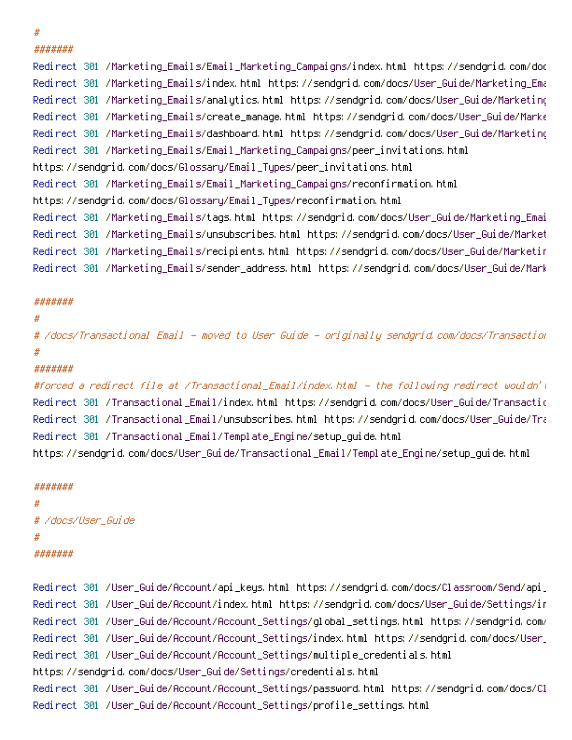```
#
#######
Redirect 301 /Marketing_Emails/Email_Marketing_Campaigns/index.html https://sendgrid.com/doc
Redirect 301 /Marketing_Emails/index.html https://sendgrid.com/docs/User_Guide/Marketing_Ema
Redirect 301 /Marketing_Emails/analytics.html https://sendgrid.com/docs/User_Guide/Marketing
Redirect 301 /Marketing_Emails/create_manage.html https://sendgrid.com/docs/User_Guide/Marke
Redirect 301 /Marketing_Emails/dashboard.html https://sendgrid.com/docs/User_Guide/Marketing
Redirect 301 /Marketing_Emails/Email_Marketing_Campaigns/peer_invitations.html
https://sendgrid.com/docs/Glossary/Email_Types/peer_invitations.html
Redirect 301 /Marketing_Emails/Email_Marketing_Campaigns/reconfirmation.html
https://sendgrid.com/docs/Glossary/Email_Types/reconfirmation.html
Redirect 301 /Marketing_Emails/tags.html https://sendgrid.com/docs/User_Guide/Marketing_Emai
Redirect 301 /Marketing_Emails/unsubscribes.html https://sendgrid.com/docs/User_Guide/Market
Redirect 301 /Marketing_Emails/recipients.html https://sendgrid.com/docs/User_Guide/Marketin
Redirect 301 /Marketing_Emails/sender_address.html https://sendgrid.com/docs/User_Guide/Mark

#######
#
# /docs/Transactional Email - moved to User Guide - originally sendgrid.com/docs/Transaction
#
#######
#forced a redirect file at /Transactional_Email/index.html - the following redirect wouldn'
Redirect 301 /Transactional_Email/index.html https://sendgrid.com/docs/User_Guide/Transactio
Redirect 301 /Transactional_Email/unsubscribes.html https://sendgrid.com/docs/User_Guide/Tra
Redirect 301 /Transactional_Email/Template_Engine/setup_guide.html
https://sendgrid.com/docs/User_Guide/Transactional_Email/Template_Engine/setup_guide.html

#######
#
# /docs/User_Guide
#
#######

Redirect 301 /User_Guide/Account/api_keys.html https://sendgrid.com/docs/Classroom/Send/api_
Redirect 301 /User_Guide/Account/index.html https://sendgrid.com/docs/User_Guide/Settings/in
Redirect 301 /User_Guide/Account/Account_Settings/global_settings.html https://sendgrid.com/
Redirect 301 /User_Guide/Account/Account_Settings/index.html https://sendgrid.com/docs/User_
Redirect 301 /User_Guide/Account/Account_Settings/multiple_credentials.html
https://sendgrid.com/docs/User_Guide/Settings/credentials.html
Redirect 301 /User_Guide/Account/Account_Settings/password.html https://sendgrid.com/docs/Cl
Redirect 301 /User_Guide/Account/Account_Settings/profile_settings.html
```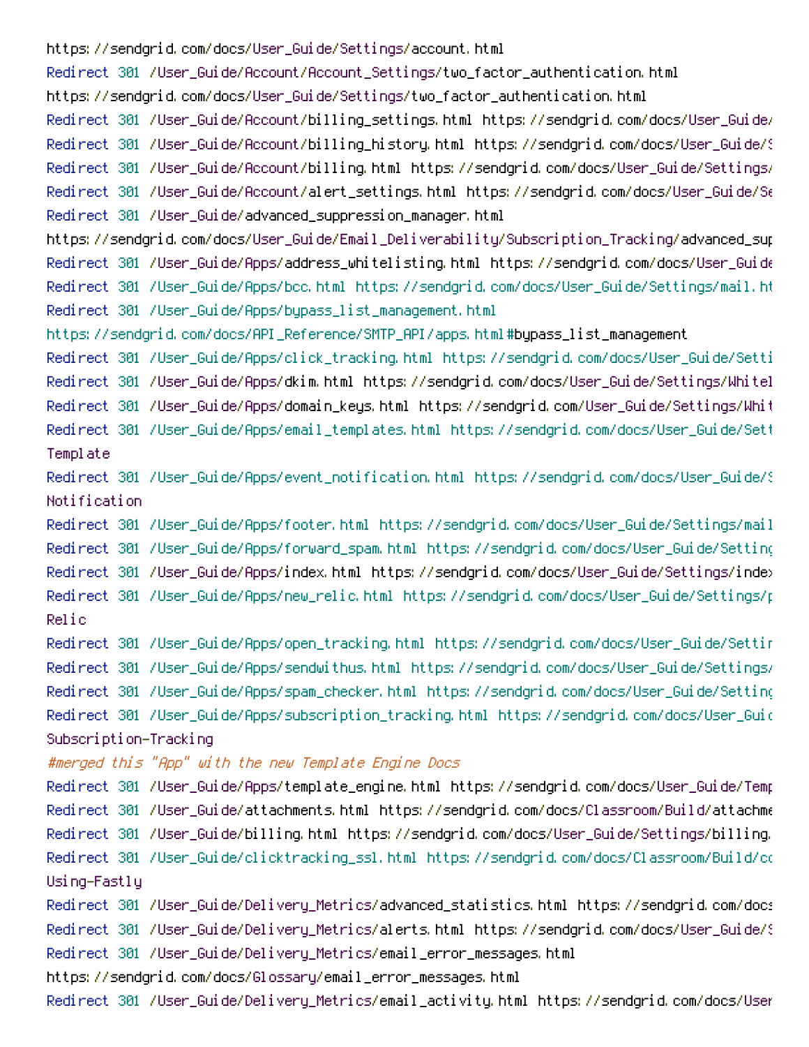```
https://sendgrid.com/docs/User_Guide/Settings/account.html
Redirect 301 /User_Guide/Account/Account_Settings/two_factor_authentication.html
https://sendgrid.com/docs/User_Guide/Settings/two_factor_authentication.html
Redirect 301 /User_Guide/Account/billing_settings.html https://sendgrid.com/docs/User_Guide/
Redirect 301 /User_Guide/Account/billing_history.html https://sendgrid.com/docs/User_Guide/S
Redirect 301 /User_Guide/Account/billing.html https://sendgrid.com/docs/User_Guide/Settings/
Redirect 301 /User_Guide/Account/alert_settings.html https://sendgrid.com/docs/User_Guide/Se
Redirect 301 /User_Guide/advanced_suppression_manager.html
https://sendgrid.com/docs/User_Guide/Email_Deliverability/Subscription_Tracking/advanced_sup
Redirect 301 /User_Guide/Apps/address_whitelisting.html https://sendgrid.com/docs/User_Guide
Redirect 301 /User_Guide/Apps/bcc.html https://sendgrid.com/docs/User_Guide/Settings/mail.ht
Redirect 301 /User_Guide/Apps/bypass_list_management.html
https://sendgrid.com/docs/API_Reference/SMTP_API/apps.html#bypass_list_management
Redirect 301 /User_Guide/Apps/click_tracking.html https://sendgrid.com/docs/User_Guide/Setti
Redirect 301 /User_Guide/Apps/dkim.html https://sendgrid.com/docs/User_Guide/Settings/Whitel
Redirect 301 /User_Guide/Apps/domain_keys.html https://sendgrid.com/User_Guide/Settings/Whit
Redirect 301 /User_Guide/Apps/email_templates.html https://sendgrid.com/docs/User_Guide/Sett
Template
Redirect 301 /User_Guide/Apps/event_notification.html https://sendgrid.com/docs/User_Guide/S
Notification
Redirect 301 /User_Guide/Apps/footer.html https://sendgrid.com/docs/User_Guide/Settings/mail
Redirect 301 /User_Guide/Apps/forward_spam.html https://sendgrid.com/docs/User_Guide/Setting
Redirect 301 /User_Guide/Apps/index.html https://sendgrid.com/docs/User_Guide/Settings/index
Redirect 301 /User_Guide/Apps/new_relic.html https://sendgrid.com/docs/User_Guide/Settings/p
Relic
Redirect 301 /User_Guide/Apps/open_tracking.html https://sendgrid.com/docs/User_Guide/Settir
Redirect 301 /User_Guide/Apps/sendwithus.html https://sendgrid.com/docs/User_Guide/Settings/
Redirect 301 /User_Guide/Apps/spam_checker.html https://sendgrid.com/docs/User_Guide/Setting
Redirect 301 /User_Guide/Apps/subscription_tracking.html https://sendgrid.com/docs/User_Guic
Subscription-Tracking
#merged this "App" with the new Template Engine Docs
Redirect 301 /User_Guide/Apps/template_engine.html https://sendgrid.com/docs/User_Guide/Temp
Redirect 301 /User_Guide/attachments.html https://sendgrid.com/docs/Classroom/Build/attachme
Redirect 301 /User_Guide/billing.html https://sendgrid.com/docs/User_Guide/Settings/billing.
Redirect 301 /User_Guide/clicktracking_ssl.html https://sendgrid.com/docs/Classroom/Build/co
Using-Fastly
Redirect 301 /User_Guide/Delivery_Metrics/advanced_statistics.html https://sendgrid.com/docs
Redirect 301 /User_Guide/Delivery_Metrics/alerts.html https://sendgrid.com/docs/User_Guide/S
Redirect 301 /User_Guide/Delivery_Metrics/email_error_messages.html
https://sendgrid.com/docs/Glossary/email_error_messages.html
Redirect 301 /User_Guide/Delivery_Metrics/email_activity.html https://sendgrid.com/docs/User
```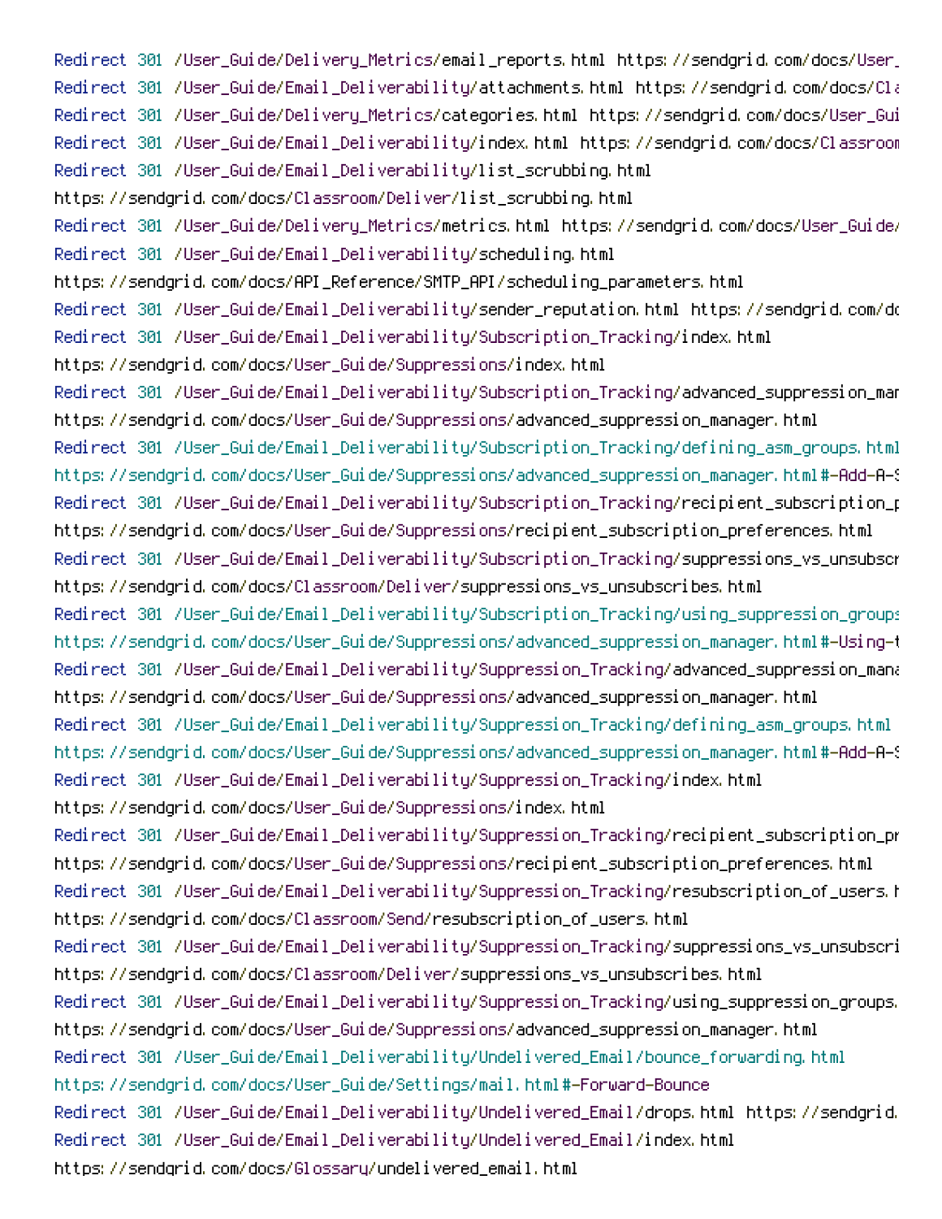```
Redirect 301 /User_Guide/Delivery_Metrics/email_reports.html https://sendgrid.com/docs/User_
Redirect 301 /User_Guide/Email_Deliverability/attachments.html https://sendgrid.com/docs/Cla
Redirect 301 /User_Guide/Delivery_Metrics/categories.html https://sendgrid.com/docs/User_Gui
Redirect 301 /User_Guide/Email_Deliverability/index.html https://sendgrid.com/docs/Classroom
Redirect 301 /User_Guide/Email_Deliverability/list_scrubbing.html
https://sendgrid.com/docs/Classroom/Deliver/list_scrubbing.html
Redirect 301 /User_Guide/Delivery_Metrics/metrics.html https://sendgrid.com/docs/User_Guide/
Redirect 301 /User_Guide/Email_Deliverability/scheduling.html
https://sendgrid.com/docs/API_Reference/SMTP_API/scheduling_parameters.html
Redirect 301 /User_Guide/Email_Deliverability/sender_reputation.html https://sendgrid.com/dc
Redirect 301 /User_Guide/Email_Deliverability/Subscription_Tracking/index.html
https://sendgrid.com/docs/User_Guide/Suppressions/index.html
Redirect 301 /User_Guide/Email_Deliverability/Subscription_Tracking/advanced_suppression_mar
https://sendgrid.com/docs/User_Guide/Suppressions/advanced_suppression_manager.html
Redirect 301 /User_Guide/Email_Deliverability/Subscription_Tracking/defining_asm_groups.html
https://sendgrid.com/docs/User_Guide/Suppressions/advanced_suppression_manager.html#-Add-A-S
Redirect 301 /User_Guide/Email_Deliverability/Subscription_Tracking/recipient_subscription_p
https://sendgrid.com/docs/User_Guide/Suppressions/recipient_subscription_preferences.html
Redirect 301 /User_Guide/Email_Deliverability/Subscription_Tracking/suppressions_vs_unsubscr
https://sendgrid.com/docs/Classroom/Deliver/suppressions_vs_unsubscribes.html
Redirect 301 /User_Guide/Email_Deliverability/Subscription_Tracking/using_suppression_groups
https://sendgrid.com/docs/User_Guide/Suppressions/advanced_suppression_manager.html#-Using-t
Redirect 301 /User_Guide/Email_Deliverability/Suppression_Tracking/advanced_suppression_mana
https://sendgrid.com/docs/User_Guide/Suppressions/advanced_suppression_manager.html
Redirect 301 /User_Guide/Email_Deliverability/Suppression_Tracking/defining_asm_groups.html
https://sendgrid.com/docs/User_Guide/Suppressions/advanced_suppression_manager.html#-Add-A-S
Redirect 301 /User_Guide/Email_Deliverability/Suppression_Tracking/index.html
https://sendgrid.com/docs/User_Guide/Suppressions/index.html
Redirect 301 /User_Guide/Email_Deliverability/Suppression_Tracking/recipient_subscription_pr
https://sendgrid.com/docs/User_Guide/Suppressions/recipient_subscription_preferences.html
Redirect 301 /User_Guide/Email_Deliverability/Suppression_Tracking/resubscription_of_users.h
https://sendgrid.com/docs/Classroom/Send/resubscription_of_users.html
Redirect 301 /User_Guide/Email_Deliverability/Suppression_Tracking/suppressions_vs_unsubscri
https://sendgrid.com/docs/Classroom/Deliver/suppressions_vs_unsubscribes.html
Redirect 301 /User_Guide/Email_Deliverability/Suppression_Tracking/using_suppression_groups.
https://sendgrid.com/docs/User_Guide/Suppressions/advanced_suppression_manager.html
Redirect 301 /User_Guide/Email_Deliverability/Undelivered_Email/bounce_forwarding.html
https://sendgrid.com/docs/User_Guide/Settings/mail.html#-Forward-Bounce
Redirect 301 /User_Guide/Email_Deliverability/Undelivered_Email/drops.html https://sendgrid.
Redirect 301 /User_Guide/Email_Deliverability/Undelivered_Email/index.html
https://sendgrid.com/docs/Glossary/undelivered_email.html
```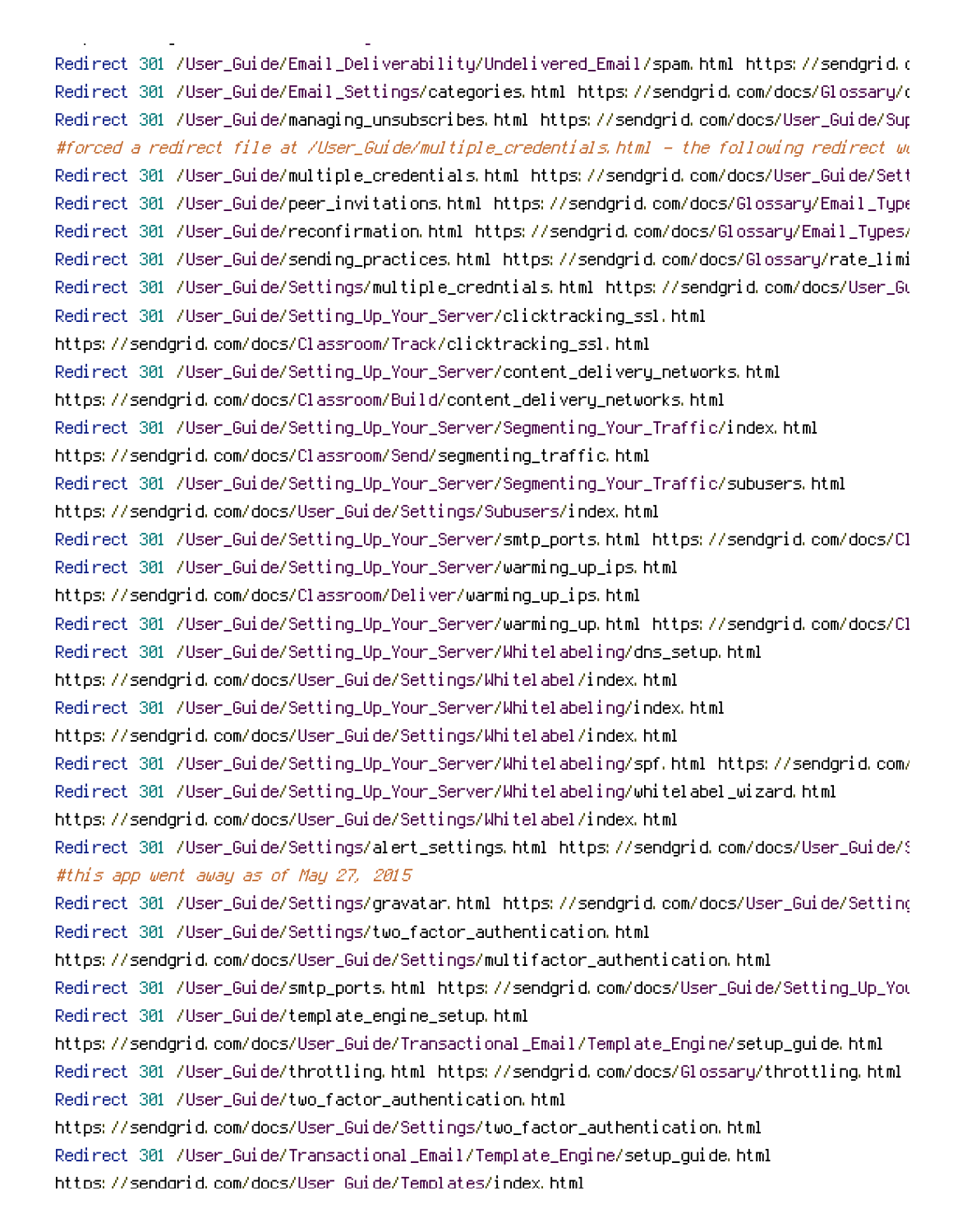```
Redirect 301 /User_Guide/Email_Deliverability/Undelivered_Email/spam.html https://sendgrid.c
Redirect 301 /User_Guide/Email_Settings/categories.html https://sendgrid.com/docs/Glossary/c
Redirect 301 /User_Guide/managing_unsubscribes.html https://sendgrid.com/docs/User_Guide/Sup
#forced a redirect file at /User_Guide/multiple_credentials.html - the following redirect wo
Redirect 301 /User_Guide/multiple_credentials.html https://sendgrid.com/docs/User_Guide/Sett
Redirect 301 /User_Guide/peer_invitations.html https://sendgrid.com/docs/Glossary/Email_Type
Redirect 301 /User_Guide/reconfirmation.html https://sendgrid.com/docs/Glossary/Email_Types/
Redirect 301 /User_Guide/sending_practices.html https://sendgrid.com/docs/Glossary/rate_limi
Redirect 301 /User_Guide/Settings/multiple_credntials.html https://sendgrid.com/docs/User_Gu
Redirect 301 /User_Guide/Setting_Up_Your_Server/clicktracking_ssl.html
https://sendgrid.com/docs/Classroom/Track/clicktracking_ssl.html
Redirect 301 /User_Guide/Setting_Up_Your_Server/content_delivery_networks.html
https://sendgrid.com/docs/Classroom/Build/content_delivery_networks.html
Redirect 301 /User_Guide/Setting_Up_Your_Server/Segmenting_Your_Traffic/index.html
https://sendgrid.com/docs/Classroom/Send/segmenting_traffic.html
Redirect 301 /User_Guide/Setting_Up_Your_Server/Segmenting_Your_Traffic/subusers.html
https://sendgrid.com/docs/User_Guide/Settings/Subusers/index.html
Redirect 301 /User_Guide/Setting_Up_Your_Server/smtp_ports.html https://sendgrid.com/docs/Cl
Redirect 301 /User_Guide/Setting_Up_Your_Server/warming_up_ips.html
https://sendgrid.com/docs/Classroom/Deliver/warming_up_ips.html
Redirect 301 /User_Guide/Setting_Up_Your_Server/warming_up.html https://sendgrid.com/docs/Cl
Redirect 301 /User_Guide/Setting_Up_Your_Server/Whitelabeling/dns_setup.html
https://sendgrid.com/docs/User_Guide/Settings/Whitelabel/index.html
Redirect 301 /User_Guide/Setting_Up_Your_Server/Whitelabeling/index.html
https://sendgrid.com/docs/User_Guide/Settings/Whitelabel/index.html
Redirect 301 /User_Guide/Setting_Up_Your_Server/Whitelabeling/spf.html https://sendgrid.com/
Redirect 301 /User_Guide/Setting_Up_Your_Server/Whitelabeling/whitelabel_wizard.html
https://sendgrid.com/docs/User_Guide/Settings/Whitelabel/index.html
Redirect 301 /User_Guide/Settings/alert_settings.html https://sendgrid.com/docs/User_Guide/S
#this app went away as of May 27, 2015
Redirect 301 /User_Guide/Settings/gravatar.html https://sendgrid.com/docs/User_Guide/Setting
Redirect 301 /User_Guide/Settings/two_factor_authentication.html
https://sendgrid.com/docs/User_Guide/Settings/multifactor_authentication.html
Redirect 301 /User_Guide/smtp_ports.html https://sendgrid.com/docs/User_Guide/Setting_Up_You
Redirect 301 /User_Guide/template_engine_setup.html
https://sendgrid.com/docs/User_Guide/Transactional_Email/Template_Engine/setup_guide.html
Redirect 301 /User_Guide/throttling.html https://sendgrid.com/docs/Glossary/throttling.html
Redirect 301 /User_Guide/two_factor_authentication.html
https://sendgrid.com/docs/User_Guide/Settings/two_factor_authentication.html
Redirect 301 /User_Guide/Transactional_Email/Template_Engine/setup_guide.html
https://sendgrid.com/docs/User_Guide/Templates/index.html
```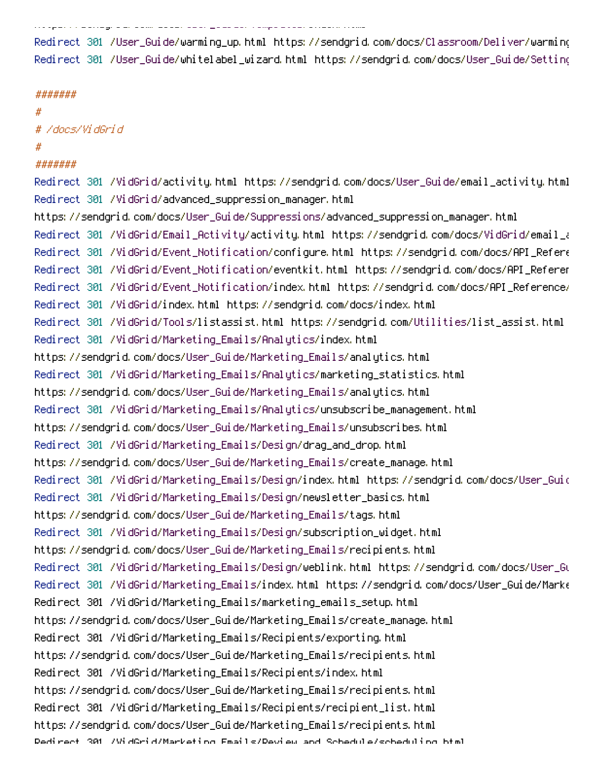```
Redirect 301 /User_Guide/warming_up.html https://sendgrid.com/docs/Classroom/Deliver/warming
Redirect 301 /User_Guide/whitelabel_wizard.html https://sendgrid.com/docs/User_Guide/Setting

#######
#
# /docs/VidGrid
#
#######
Redirect 301 /VidGrid/activity.html https://sendgrid.com/docs/User_Guide/email_activity.html
Redirect 301 /VidGrid/advanced_suppression_manager.html
https://sendgrid.com/docs/User_Guide/Suppressions/advanced_suppression_manager.html
Redirect 301 /VidGrid/Email_Activity/activity.html https://sendgrid.com/docs/VidGrid/email_a
Redirect 301 /VidGrid/Event_Notification/configure.html https://sendgrid.com/docs/API_Refere
Redirect 301 /VidGrid/Event_Notification/eventkit.html https://sendgrid.com/docs/API_Referen
Redirect 301 /VidGrid/Event_Notification/index.html https://sendgrid.com/docs/API_Reference/
Redirect 301 /VidGrid/index.html https://sendgrid.com/docs/index.html
Redirect 301 /VidGrid/Tools/listassist.html https://sendgrid.com/Utilities/list_assist.html
Redirect 301 /VidGrid/Marketing_Emails/Analytics/index.html
https://sendgrid.com/docs/User_Guide/Marketing_Emails/analytics.html
Redirect 301 /VidGrid/Marketing_Emails/Analytics/marketing_statistics.html
https://sendgrid.com/docs/User_Guide/Marketing_Emails/analytics.html
Redirect 301 /VidGrid/Marketing_Emails/Analytics/unsubscribe_management.html
https://sendgrid.com/docs/User_Guide/Marketing_Emails/unsubscribes.html
Redirect 301 /VidGrid/Marketing_Emails/Design/drag_and_drop.html
https://sendgrid.com/docs/User_Guide/Marketing_Emails/create_manage.html
Redirect 301 /VidGrid/Marketing_Emails/Design/index.html https://sendgrid.com/docs/User_Guid
Redirect 301 /VidGrid/Marketing_Emails/Design/newsletter_basics.html
https://sendgrid.com/docs/User_Guide/Marketing_Emails/tags.html
Redirect 301 /VidGrid/Marketing_Emails/Design/subscription_widget.html
https://sendgrid.com/docs/User_Guide/Marketing_Emails/recipients.html
Redirect 301 /VidGrid/Marketing_Emails/Design/weblink.html https://sendgrid.com/docs/User_Gu
Redirect 301 /VidGrid/Marketing_Emails/index.html https://sendgrid.com/docs/User_Guide/Marke
Redirect 301 /VidGrid/Marketing_Emails/marketing_emails_setup.html
https://sendgrid.com/docs/User_Guide/Marketing_Emails/create_manage.html
Redirect 301 /VidGrid/Marketing_Emails/Recipients/exporting.html
https://sendgrid.com/docs/User_Guide/Marketing_Emails/recipients.html
Redirect 301 /VidGrid/Marketing_Emails/Recipients/index.html
https://sendgrid.com/docs/User_Guide/Marketing_Emails/recipients.html
Redirect 301 /VidGrid/Marketing_Emails/Recipients/recipient_list.html
https://sendgrid.com/docs/User_Guide/Marketing_Emails/recipients.html
Redirect 301 /VidGrid/Marketing_Emails/Review_and_Schedule/scheduling.html
```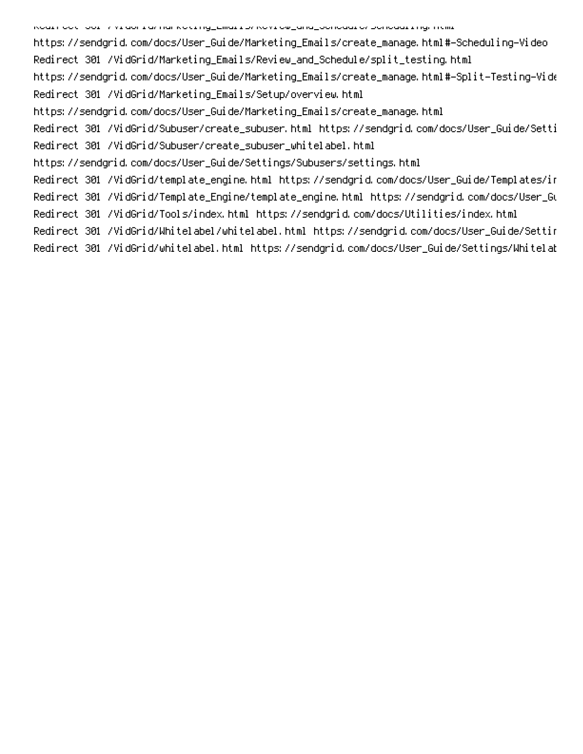```
Redirect 301 /VidGrid/Marketing_Emails/Review_and_Schedule/Scheduling.html
https://sendgrid.com/docs/User_Guide/Marketing_Emails/create_manage.html#-Scheduling-Video
Redirect 301 /VidGrid/Marketing_Emails/Review_and_Schedule/split_testing.html
https://sendgrid.com/docs/User_Guide/Marketing_Emails/create_manage.html#-Split-Testing-Vide
Redirect 301 /VidGrid/Marketing_Emails/Setup/overview.html
https://sendgrid.com/docs/User_Guide/Marketing_Emails/create_manage.html
Redirect 301 /VidGrid/Subuser/create_subuser.html https://sendgrid.com/docs/User_Guide/Setti
Redirect 301 /VidGrid/Subuser/create_subuser_whitelabel.html
https://sendgrid.com/docs/User_Guide/Settings/Subusers/settings.html
Redirect 301 /VidGrid/template_engine.html https://sendgrid.com/docs/User_Guide/Templates/ir
Redirect 301 /VidGrid/Template_Engine/template_engine.html https://sendgrid.com/docs/User_Gu
Redirect 301 /VidGrid/Tools/index.html https://sendgrid.com/docs/Utilities/index.html
Redirect 301 /VidGrid/Whitelabel/whitelabel.html https://sendgrid.com/docs/User_Guide/Settir
Redirect 301 /VidGrid/whitelabel.html https://sendgrid.com/docs/User_Guide/Settings/Whitelab
```